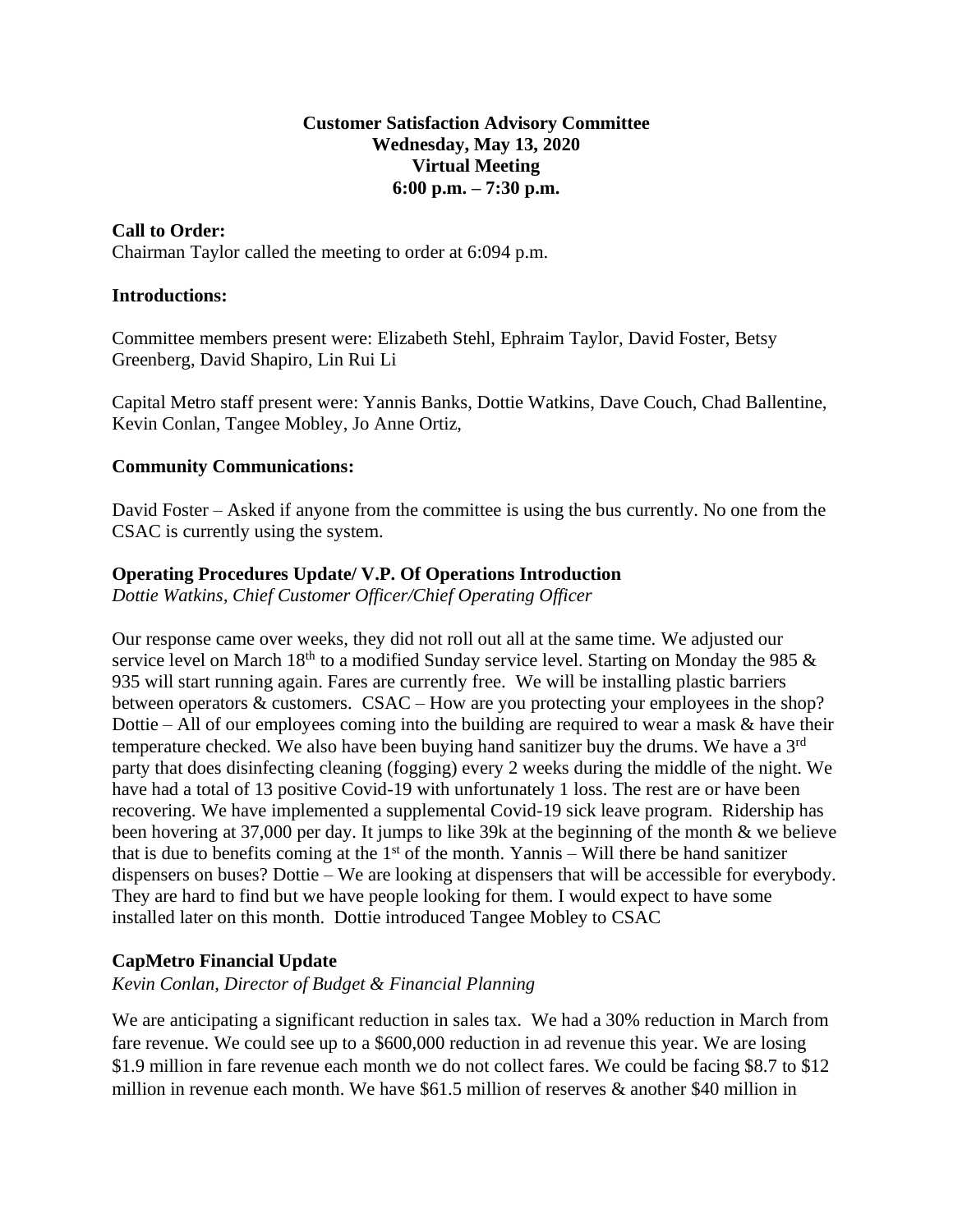**Customer Satisfaction Advisory Committee**
**Wednesday, May 13, 2020**
**Virtual Meeting**
**6:00 p.m. – 7:30 p.m.**

**Call to Order:**
Chairman Taylor called the meeting to order at 6:094 p.m.

**Introductions:**

Committee members present were: Elizabeth Stehl, Ephraim Taylor, David Foster, Betsy Greenberg, David Shapiro, Lin Rui Li

Capital Metro staff present were: Yannis Banks, Dottie Watkins, Dave Couch, Chad Ballentine, Kevin Conlan, Tangee Mobley, Jo Anne Ortiz,

**Community Communications:**

David Foster – Asked if anyone from the committee is using the bus currently. No one from the CSAC is currently using the system.

**Operating Procedures Update/ V.P. Of Operations Introduction**
*Dottie Watkins, Chief Customer Officer/Chief Operating Officer*

Our response came over weeks, they did not roll out all at the same time. We adjusted our service level on March 18th to a modified Sunday service level. Starting on Monday the 985 & 935 will start running again. Fares are currently free. We will be installing plastic barriers between operators & customers. CSAC – How are you protecting your employees in the shop? Dottie – All of our employees coming into the building are required to wear a mask & have their temperature checked. We also have been buying hand sanitizer buy the drums. We have a 3rd party that does disinfecting cleaning (fogging) every 2 weeks during the middle of the night. We have had a total of 13 positive Covid-19 with unfortunately 1 loss. The rest are or have been recovering. We have implemented a supplemental Covid-19 sick leave program. Ridership has been hovering at 37,000 per day. It jumps to like 39k at the beginning of the month & we believe that is due to benefits coming at the 1st of the month. Yannis – Will there be hand sanitizer dispensers on buses? Dottie – We are looking at dispensers that will be accessible for everybody. They are hard to find but we have people looking for them. I would expect to have some installed later on this month. Dottie introduced Tangee Mobley to CSAC

**CapMetro Financial Update**
*Kevin Conlan, Director of Budget & Financial Planning*

We are anticipating a significant reduction in sales tax. We had a 30% reduction in March from fare revenue. We could see up to a $600,000 reduction in ad revenue this year. We are losing $1.9 million in fare revenue each month we do not collect fares. We could be facing $8.7 to $12 million in revenue each month. We have $61.5 million of reserves & another $40 million in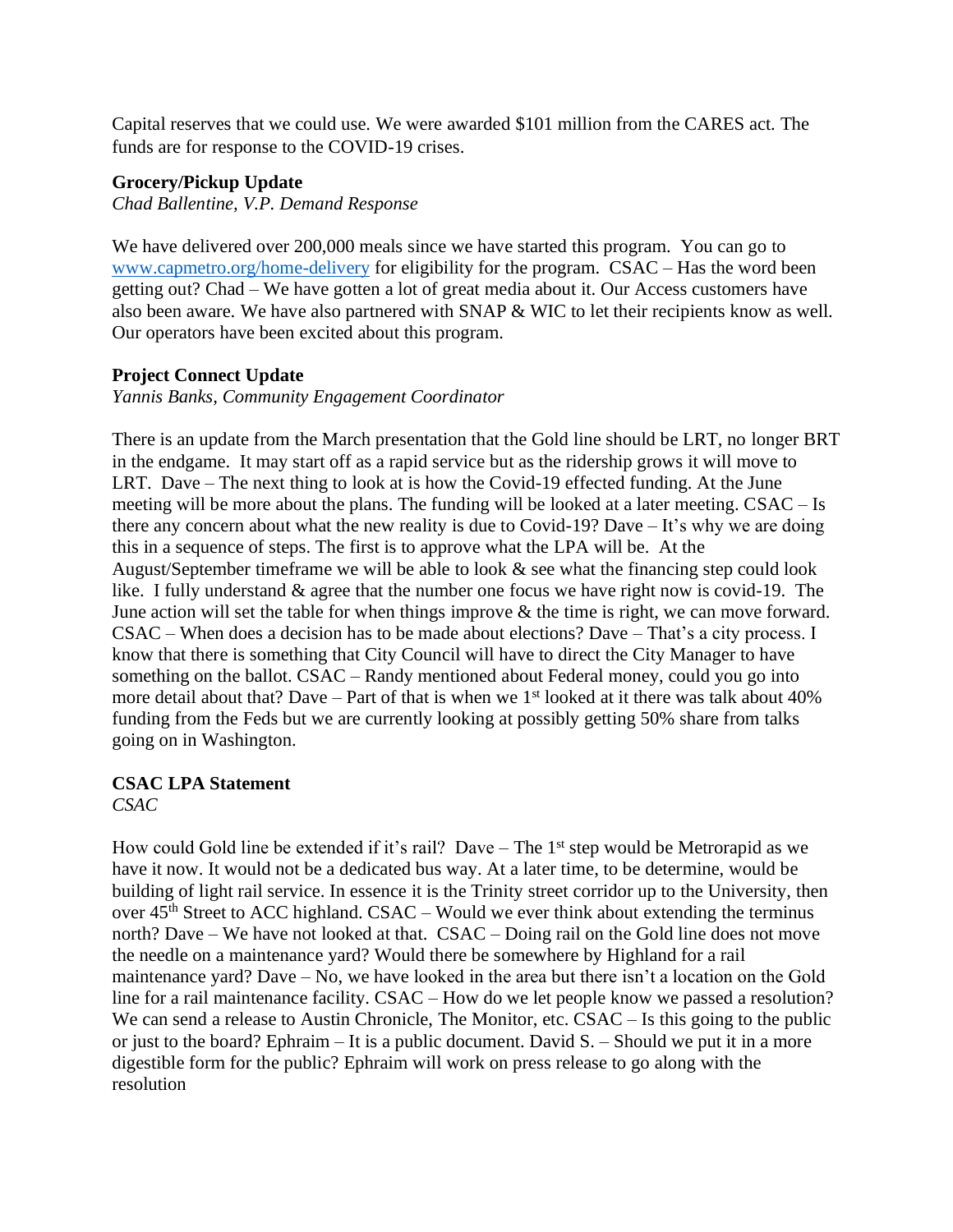Capital reserves that we could use. We were awarded $101 million from the CARES act. The funds are for response to the COVID-19 crises.

**Grocery/Pickup Update**

*Chad Ballentine, V.P. Demand Response*

We have delivered over 200,000 meals since we have started this program. You can go to [www.capmetro.org/home-delivery](www.capmetro.org/home-delivery) for eligibility for the program. CSAC – Has the word been getting out? Chad – We have gotten a lot of great media about it. Our Access customers have also been aware. We have also partnered with SNAP & WIC to let their recipients know as well. Our operators have been excited about this program.

**Project Connect Update**

*Yannis Banks, Community Engagement Coordinator*

There is an update from the March presentation that the Gold line should be LRT, no longer BRT in the endgame. It may start off as a rapid service but as the ridership grows it will move to LRT. Dave – The next thing to look at is how the Covid-19 effected funding. At the June meeting will be more about the plans. The funding will be looked at a later meeting. CSAC – Is there any concern about what the new reality is due to Covid-19? Dave – It's why we are doing this in a sequence of steps. The first is to approve what the LPA will be. At the August/September timeframe we will be able to look & see what the financing step could look like. I fully understand & agree that the number one focus we have right now is covid-19. The June action will set the table for when things improve & the time is right, we can move forward. CSAC – When does a decision has to be made about elections? Dave – That's a city process. I know that there is something that City Council will have to direct the City Manager to have something on the ballot. CSAC – Randy mentioned about Federal money, could you go into more detail about that? Dave – Part of that is when we 1st looked at it there was talk about 40% funding from the Feds but we are currently looking at possibly getting 50% share from talks going on in Washington.

**CSAC LPA Statement**

*CSAC*

How could Gold line be extended if it's rail? Dave – The 1st step would be Metrorapid as we have it now. It would not be a dedicated bus way. At a later time, to be determine, would be building of light rail service. In essence it is the Trinity street corridor up to the University, then over 45th Street to ACC highland. CSAC – Would we ever think about extending the terminus north? Dave – We have not looked at that. CSAC – Doing rail on the Gold line does not move the needle on a maintenance yard? Would there be somewhere by Highland for a rail maintenance yard? Dave – No, we have looked in the area but there isn't a location on the Gold line for a rail maintenance facility. CSAC – How do we let people know we passed a resolution? We can send a release to Austin Chronicle, The Monitor, etc. CSAC – Is this going to the public or just to the board? Ephraim – It is a public document. David S. – Should we put it in a more digestible form for the public? Ephraim will work on press release to go along with the resolution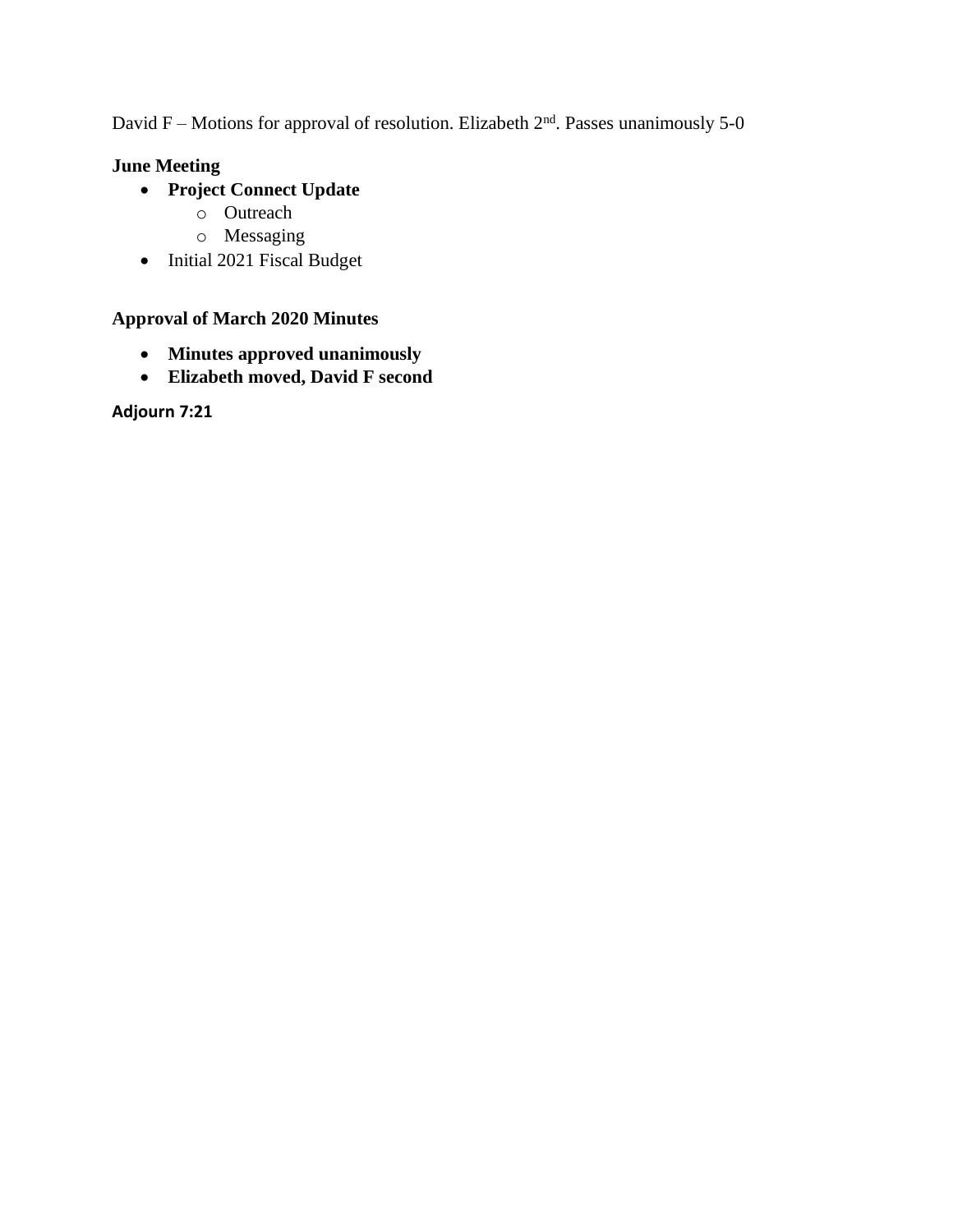David F – Motions for approval of resolution. Elizabeth 2[nd]. Passes unanimously 5-0

**June Meeting**

- **Project Connect Update**
  - Outreach
  - Messaging
- Initial 2021 Fiscal Budget

**Approval of March 2020 Minutes**

- **Minutes approved unanimously**
- **Elizabeth moved, David F second**

**Adjourn 7:21**